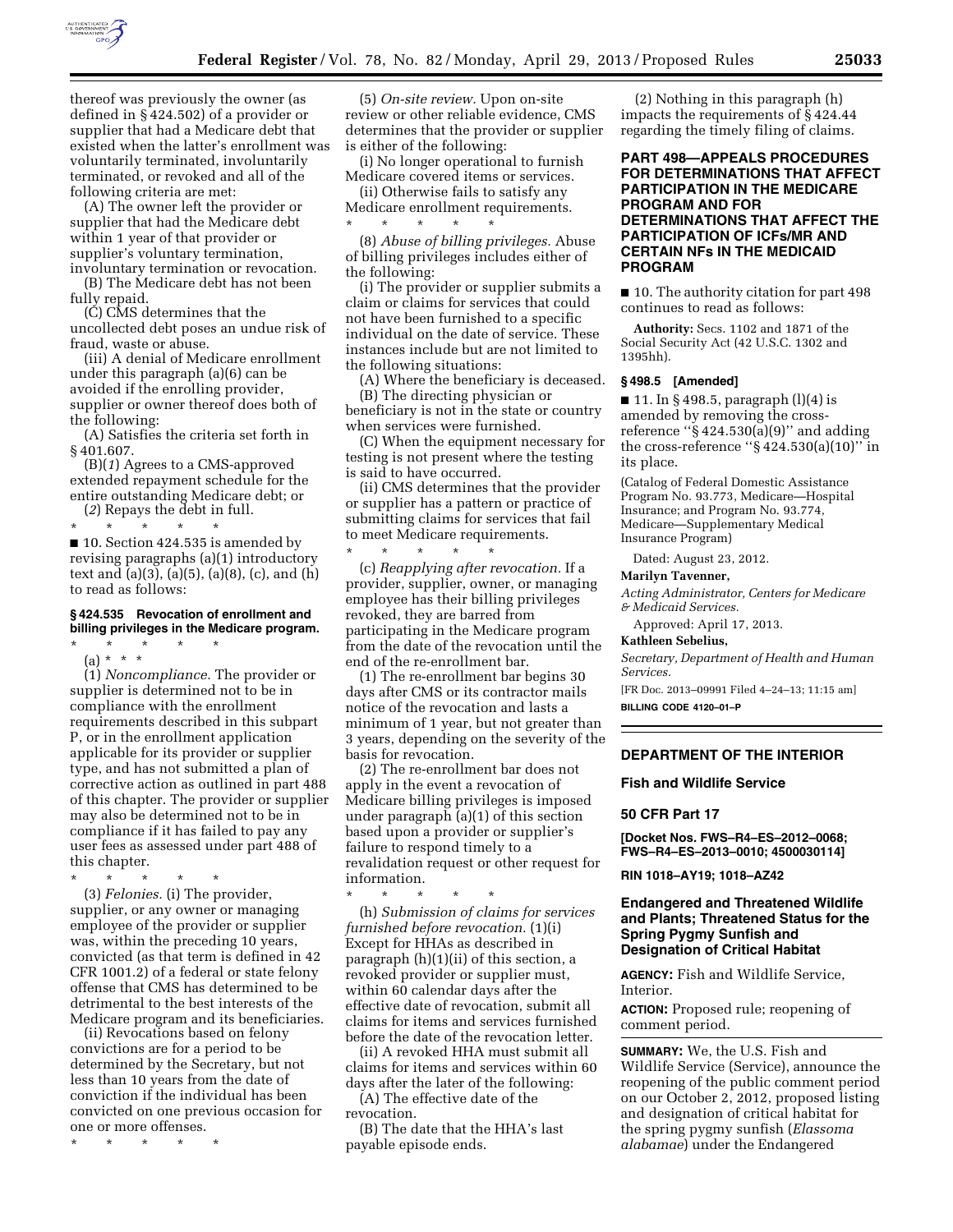thereof was previously the owner (as defined in § 424.502) of a provider or supplier that had a Medicare debt that existed when the latter's enrollment was voluntarily terminated, involuntarily terminated, or revoked and all of the following criteria are met:

(A) The owner left the provider or supplier that had the Medicare debt within 1 year of that provider or supplier's voluntary termination, involuntary termination or revocation.

(B) The Medicare debt has not been fully repaid.

(C) CMS determines that the uncollected debt poses an undue risk of fraud, waste or abuse.

(iii) A denial of Medicare enrollment under this paragraph (a)(6) can be avoided if the enrolling provider, supplier or owner thereof does both of the following:

(A) Satisfies the criteria set forth in § 401.607.

(B)(*1*) Agrees to a CMS-approved extended repayment schedule for the entire outstanding Medicare debt; or

(*2*) Repays the debt in full.

\* \* \* \* \*

■ 10. Section 424.535 is amended by revising paragraphs (a)(1) introductory text and (a)(3), (a)(5), (a)(8), (c), and (h) to read as follows:

### § 424.535 Revocation of enrollment and billing privileges in the Medicare program.

\* \* \* \* \*

(a) \* \* \*

(1) *Noncompliance.* The provider or supplier is determined not to be in compliance with the enrollment requirements described in this subpart P, or in the enrollment application applicable for its provider or supplier type, and has not submitted a plan of corrective action as outlined in part 488 of this chapter. The provider or supplier may also be determined not to be in compliance if it has failed to pay any user fees as assessed under part 488 of this chapter.

\* \* \* \* \*

(3) *Felonies.* (i) The provider, supplier, or any owner or managing employee of the provider or supplier was, within the preceding 10 years, convicted (as that term is defined in 42 CFR 1001.2) of a federal or state felony offense that CMS has determined to be detrimental to the best interests of the Medicare program and its beneficiaries.

(ii) Revocations based on felony convictions are for a period to be determined by the Secretary, but not less than 10 years from the date of conviction if the individual has been convicted on one previous occasion for one or more offenses.

\* \* \* \* \*

(5) *On-site review.* Upon on-site review or other reliable evidence, CMS determines that the provider or supplier is either of the following:

(i) No longer operational to furnish Medicare covered items or services.

(ii) Otherwise fails to satisfy any Medicare enrollment requirements.

\* \* \* \* \*

(8) *Abuse of billing privileges.* Abuse of billing privileges includes either of the following:

(i) The provider or supplier submits a claim or claims for services that could not have been furnished to a specific individual on the date of service. These instances include but are not limited to the following situations:

(A) Where the beneficiary is deceased.

(B) The directing physician or beneficiary is not in the state or country when services were furnished.

(C) When the equipment necessary for testing is not present where the testing is said to have occurred.

(ii) CMS determines that the provider or supplier has a pattern or practice of submitting claims for services that fail to meet Medicare requirements.

\* \* \* \* \*

(c) *Reapplying after revocation.* If a provider, supplier, owner, or managing employee has their billing privileges revoked, they are barred from participating in the Medicare program from the date of the revocation until the end of the re-enrollment bar.

(1) The re-enrollment bar begins 30 days after CMS or its contractor mails notice of the revocation and lasts a minimum of 1 year, but not greater than 3 years, depending on the severity of the basis for revocation.

(2) The re-enrollment bar does not apply in the event a revocation of Medicare billing privileges is imposed under paragraph (a)(1) of this section based upon a provider or supplier's failure to respond timely to a revalidation request or other request for information.

\* \* \* \* \*

(h) *Submission of claims for services furnished before revocation.* (1)(i) Except for HHAs as described in paragraph (h)(1)(ii) of this section, a revoked provider or supplier must, within 60 calendar days after the effective date of revocation, submit all claims for items and services furnished before the date of the revocation letter.

(ii) A revoked HHA must submit all claims for items and services within 60 days after the later of the following:

(A) The effective date of the revocation.

(B) The date that the HHA's last payable episode ends.

(2) Nothing in this paragraph (h) impacts the requirements of § 424.44 regarding the timely filing of claims.

## PART 498—APPEALS PROCEDURES FOR DETERMINATIONS THAT AFFECT PARTICIPATION IN THE MEDICARE PROGRAM AND FOR DETERMINATIONS THAT AFFECT THE PARTICIPATION OF ICFs/MR AND CERTAIN NFs IN THE MEDICAID PROGRAM

■ 10. The authority citation for part 498 continues to read as follows:

**Authority:** Secs. 1102 and 1871 of the Social Security Act (42 U.S.C. 1302 and 1395hh).

### § 498.5 [Amended]

■ 11. In § 498.5, paragraph (l)(4) is amended by removing the cross-reference "§ 424.530(a)(9)" and adding the cross-reference "§ 424.530(a)(10)" in its place.

(Catalog of Federal Domestic Assistance Program No. 93.773, Medicare—Hospital Insurance; and Program No. 93.774, Medicare—Supplementary Medical Insurance Program)

Dated: August 23, 2012.

**Marilyn Tavenner,**

*Acting Administrator, Centers for Medicare & Medicaid Services.*

Approved: April 17, 2013.

**Kathleen Sebelius,**

*Secretary, Department of Health and Human Services.*

[FR Doc. 2013–09991 Filed 4–24–13; 11:15 am]

**BILLING CODE 4120–01–P**

---

## DEPARTMENT OF THE INTERIOR

## Fish and Wildlife Service

## 50 CFR Part 17

**[Docket Nos. FWS–R4–ES–2012–0068; FWS–R4–ES–2013–0010; 4500030114]**

**RIN 1018–AY19; 1018–AZ42**

## Endangered and Threatened Wildlife and Plants; Threatened Status for the Spring Pygmy Sunfish and Designation of Critical Habitat

**AGENCY:** Fish and Wildlife Service, Interior.

**ACTION:** Proposed rule; reopening of comment period.

**SUMMARY:** We, the U.S. Fish and Wildlife Service (Service), announce the reopening of the public comment period on our October 2, 2012, proposed listing and designation of critical habitat for the spring pygmy sunfish (*Elassoma alabamae*) under the Endangered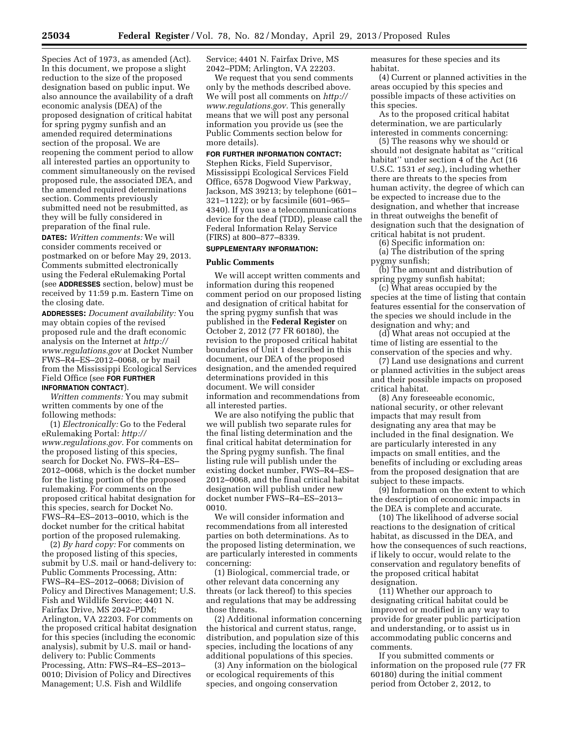Species Act of 1973, as amended (Act). In this document, we propose a slight reduction to the size of the proposed designation based on public input. We also announce the availability of a draft economic analysis (DEA) of the proposed designation of critical habitat for spring pygmy sunfish and an amended required determinations section of the proposal. We are reopening the comment period to allow all interested parties an opportunity to comment simultaneously on the revised proposed rule, the associated DEA, and the amended required determinations section. Comments previously submitted need not be resubmitted, as they will be fully considered in preparation of the final rule.

**DATES:** *Written comments:* We will consider comments received or postmarked on or before May 29, 2013. Comments submitted electronically using the Federal eRulemaking Portal (see **ADDRESSES** section, below) must be received by 11:59 p.m. Eastern Time on the closing date.

**ADDRESSES:** *Document availability:* You may obtain copies of the revised proposed rule and the draft economic analysis on the Internet at *http://www.regulations.gov* at Docket Number FWS–R4–ES–2012–0068, or by mail from the Mississippi Ecological Services Field Office (see **FOR FURTHER INFORMATION CONTACT**).

*Written comments:* You may submit written comments by one of the following methods:

(1) *Electronically:* Go to the Federal eRulemaking Portal: *http://www.regulations.gov.* For comments on the proposed listing of this species, search for Docket No. FWS–R4–ES–2012–0068, which is the docket number for the listing portion of the proposed rulemaking. For comments on the proposed critical habitat designation for this species, search for Docket No. FWS–R4–ES–2013–0010, which is the docket number for the critical habitat portion of the proposed rulemaking.

(2) *By hard copy:* For comments on the proposed listing of this species, submit by U.S. mail or hand-delivery to: Public Comments Processing, Attn: FWS–R4–ES–2012–0068; Division of Policy and Directives Management; U.S. Fish and Wildlife Service; 4401 N. Fairfax Drive, MS 2042–PDM; Arlington, VA 22203. For comments on the proposed critical habitat designation for this species (including the economic analysis), submit by U.S. mail or hand-delivery to: Public Comments Processing, Attn: FWS–R4–ES–2013–0010; Division of Policy and Directives Management; U.S. Fish and Wildlife Service; 4401 N. Fairfax Drive, MS 2042–PDM; Arlington, VA 22203.

We request that you send comments only by the methods described above. We will post all comments on *http://www.regulations.gov.* This generally means that we will post any personal information you provide us (see the Public Comments section below for more details).

**FOR FURTHER INFORMATION CONTACT:** Stephen Ricks, Field Supervisor, Mississippi Ecological Services Field Office, 6578 Dogwood View Parkway, Jackson, MS 39213; by telephone (601–321–1122); or by facsimile (601–965–4340). If you use a telecommunications device for the deaf (TDD), please call the Federal Information Relay Service (FIRS) at 800–877–8339.

**SUPPLEMENTARY INFORMATION:**

## Public Comments

We will accept written comments and information during this reopened comment period on our proposed listing and designation of critical habitat for the spring pygmy sunfish that was published in the **Federal Register** on October 2, 2012 (77 FR 60180), the revision to the proposed critical habitat boundaries of Unit 1 described in this document, our DEA of the proposed designation, and the amended required determinations provided in this document. We will consider information and recommendations from all interested parties.

We are also notifying the public that we will publish two separate rules for the final listing determination and the final critical habitat determination for the Spring pygmy sunfish. The final listing rule will publish under the existing docket number, FWS–R4–ES–2012–0068, and the final critical habitat designation will publish under new docket number FWS–R4–ES–2013–0010.

We will consider information and recommendations from all interested parties on both determinations. As to the proposed listing determination, we are particularly interested in comments concerning:

(1) Biological, commercial trade, or other relevant data concerning any threats (or lack thereof) to this species and regulations that may be addressing those threats.

(2) Additional information concerning the historical and current status, range, distribution, and population size of this species, including the locations of any additional populations of this species.

(3) Any information on the biological or ecological requirements of this species, and ongoing conservation measures for these species and its habitat.

(4) Current or planned activities in the areas occupied by this species and possible impacts of these activities on this species.

As to the proposed critical habitat determination, we are particularly interested in comments concerning:

(5) The reasons why we should or should not designate habitat as "critical habitat" under section 4 of the Act (16 U.S.C. 1531 *et seq.*), including whether there are threats to the species from human activity, the degree of which can be expected to increase due to the designation, and whether that increase in threat outweighs the benefit of designation such that the designation of critical habitat is not prudent.

(6) Specific information on:

(a) The distribution of the spring pygmy sunfish;

(b) The amount and distribution of spring pygmy sunfish habitat;

(c) What areas occupied by the species at the time of listing that contain features essential for the conservation of the species we should include in the designation and why; and

(d) What areas not occupied at the time of listing are essential to the conservation of the species and why.

(7) Land use designations and current or planned activities in the subject areas and their possible impacts on proposed critical habitat.

(8) Any foreseeable economic, national security, or other relevant impacts that may result from designating any area that may be included in the final designation. We are particularly interested in any impacts on small entities, and the benefits of including or excluding areas from the proposed designation that are subject to these impacts.

(9) Information on the extent to which the description of economic impacts in the DEA is complete and accurate.

(10) The likelihood of adverse social reactions to the designation of critical habitat, as discussed in the DEA, and how the consequences of such reactions, if likely to occur, would relate to the conservation and regulatory benefits of the proposed critical habitat designation.

(11) Whether our approach to designating critical habitat could be improved or modified in any way to provide for greater public participation and understanding, or to assist us in accommodating public concerns and comments.

If you submitted comments or information on the proposed rule (77 FR 60180) during the initial comment period from October 2, 2012, to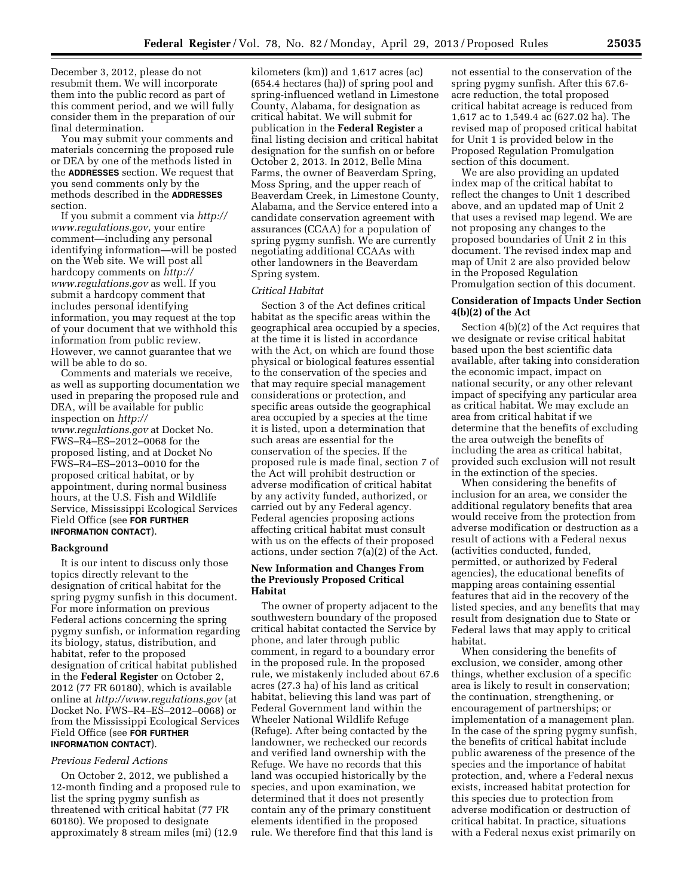December 3, 2012, please do not resubmit them. We will incorporate them into the public record as part of this comment period, and we will fully consider them in the preparation of our final determination.

You may submit your comments and materials concerning the proposed rule or DEA by one of the methods listed in the **ADDRESSES** section. We request that you send comments only by the methods described in the **ADDRESSES** section.

If you submit a comment via *http://www.regulations.gov,* your entire comment—including any personal identifying information—will be posted on the Web site. We will post all hardcopy comments on *http://www.regulations.gov* as well. If you submit a hardcopy comment that includes personal identifying information, you may request at the top of your document that we withhold this information from public review. However, we cannot guarantee that we will be able to do so.

Comments and materials we receive, as well as supporting documentation we used in preparing the proposed rule and DEA, will be available for public inspection on *http://www.regulations.gov* at Docket No. FWS–R4–ES–2012–0068 for the proposed listing, and at Docket No FWS–R4–ES–2013–0010 for the proposed critical habitat, or by appointment, during normal business hours, at the U.S. Fish and Wildlife Service, Mississippi Ecological Services Field Office (see **FOR FURTHER INFORMATION CONTACT**).

## Background

It is our intent to discuss only those topics directly relevant to the designation of critical habitat for the spring pygmy sunfish in this document. For more information on previous Federal actions concerning the spring pygmy sunfish, or information regarding its biology, status, distribution, and habitat, refer to the proposed designation of critical habitat published in the **Federal Register** on October 2, 2012 (77 FR 60180), which is available online at *http://www.regulations.gov* (at Docket No. FWS–R4–ES–2012–0068) or from the Mississippi Ecological Services Field Office (see **FOR FURTHER INFORMATION CONTACT**).

### *Previous Federal Actions*

On October 2, 2012, we published a 12-month finding and a proposed rule to list the spring pygmy sunfish as threatened with critical habitat (77 FR 60180). We proposed to designate approximately 8 stream miles (mi) (12.9 kilometers (km)) and 1,617 acres (ac) (654.4 hectares (ha)) of spring pool and spring-influenced wetland in Limestone County, Alabama, for designation as critical habitat. We will submit for publication in the **Federal Register** a final listing decision and critical habitat designation for the sunfish on or before October 2, 2013. In 2012, Belle Mina Farms, the owner of Beaverdam Spring, Moss Spring, and the upper reach of Beaverdam Creek, in Limestone County, Alabama, and the Service entered into a candidate conservation agreement with assurances (CCAA) for a population of spring pygmy sunfish. We are currently negotiating additional CCAAs with other landowners in the Beaverdam Spring system.

### *Critical Habitat*

Section 3 of the Act defines critical habitat as the specific areas within the geographical area occupied by a species, at the time it is listed in accordance with the Act, on which are found those physical or biological features essential to the conservation of the species and that may require special management considerations or protection, and specific areas outside the geographical area occupied by a species at the time it is listed, upon a determination that such areas are essential for the conservation of the species. If the proposed rule is made final, section 7 of the Act will prohibit destruction or adverse modification of critical habitat by any activity funded, authorized, or carried out by any Federal agency. Federal agencies proposing actions affecting critical habitat must consult with us on the effects of their proposed actions, under section 7(a)(2) of the Act.

## New Information and Changes From the Previously Proposed Critical Habitat

The owner of property adjacent to the southwestern boundary of the proposed critical habitat contacted the Service by phone, and later through public comment, in regard to a boundary error in the proposed rule. In the proposed rule, we mistakenly included about 67.6 acres (27.3 ha) of his land as critical habitat, believing this land was part of Federal Government land within the Wheeler National Wildlife Refuge (Refuge). After being contacted by the landowner, we rechecked our records and verified land ownership with the Refuge. We have no records that this land was occupied historically by the species, and upon examination, we determined that it does not presently contain any of the primary constituent elements identified in the proposed rule. We therefore find that this land is not essential to the conservation of the spring pygmy sunfish. After this 67.6-acre reduction, the total proposed critical habitat acreage is reduced from 1,617 ac to 1,549.4 ac (627.02 ha). The revised map of proposed critical habitat for Unit 1 is provided below in the Proposed Regulation Promulgation section of this document.

We are also providing an updated index map of the critical habitat to reflect the changes to Unit 1 described above, and an updated map of Unit 2 that uses a revised map legend. We are not proposing any changes to the proposed boundaries of Unit 2 in this document. The revised index map and map of Unit 2 are also provided below in the Proposed Regulation Promulgation section of this document.

## Consideration of Impacts Under Section 4(b)(2) of the Act

Section 4(b)(2) of the Act requires that we designate or revise critical habitat based upon the best scientific data available, after taking into consideration the economic impact, impact on national security, or any other relevant impact of specifying any particular area as critical habitat. We may exclude an area from critical habitat if we determine that the benefits of excluding the area outweigh the benefits of including the area as critical habitat, provided such exclusion will not result in the extinction of the species.

When considering the benefits of inclusion for an area, we consider the additional regulatory benefits that area would receive from the protection from adverse modification or destruction as a result of actions with a Federal nexus (activities conducted, funded, permitted, or authorized by Federal agencies), the educational benefits of mapping areas containing essential features that aid in the recovery of the listed species, and any benefits that may result from designation due to State or Federal laws that may apply to critical habitat.

When considering the benefits of exclusion, we consider, among other things, whether exclusion of a specific area is likely to result in conservation; the continuation, strengthening, or encouragement of partnerships; or implementation of a management plan. In the case of the spring pygmy sunfish, the benefits of critical habitat include public awareness of the presence of the species and the importance of habitat protection, and, where a Federal nexus exists, increased habitat protection for this species due to protection from adverse modification or destruction of critical habitat. In practice, situations with a Federal nexus exist primarily on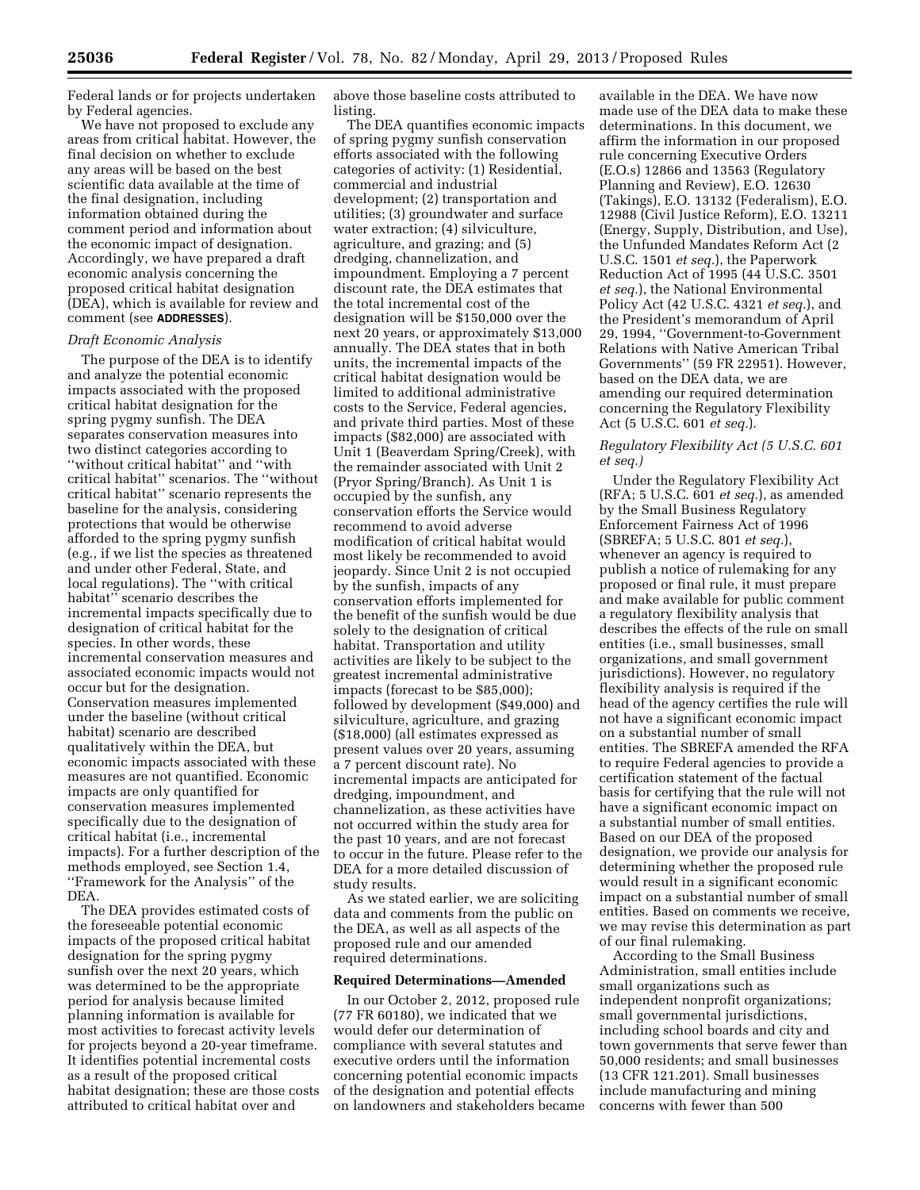Federal lands or for projects undertaken by Federal agencies.

We have not proposed to exclude any areas from critical habitat. However, the final decision on whether to exclude any areas will be based on the best scientific data available at the time of the final designation, including information obtained during the comment period and information about the economic impact of designation. Accordingly, we have prepared a draft economic analysis concerning the proposed critical habitat designation (DEA), which is available for review and comment (see **ADDRESSES**).

*Draft Economic Analysis*

The purpose of the DEA is to identify and analyze the potential economic impacts associated with the proposed critical habitat designation for the spring pygmy sunfish. The DEA separates conservation measures into two distinct categories according to "without critical habitat" and "with critical habitat" scenarios. The "without critical habitat" scenario represents the baseline for the analysis, considering protections that would be otherwise afforded to the spring pygmy sunfish (e.g., if we list the species as threatened and under other Federal, State, and local regulations). The "with critical habitat" scenario describes the incremental impacts specifically due to designation of critical habitat for the species. In other words, these incremental conservation measures and associated economic impacts would not occur but for the designation. Conservation measures implemented under the baseline (without critical habitat) scenario are described qualitatively within the DEA, but economic impacts associated with these measures are not quantified. Economic impacts are only quantified for conservation measures implemented specifically due to the designation of critical habitat (i.e., incremental impacts). For a further description of the methods employed, see Section 1.4, "Framework for the Analysis" of the DEA.

The DEA provides estimated costs of the foreseeable potential economic impacts of the proposed critical habitat designation for the spring pygmy sunfish over the next 20 years, which was determined to be the appropriate period for analysis because limited planning information is available for most activities to forecast activity levels for projects beyond a 20-year timeframe. It identifies potential incremental costs as a result of the proposed critical habitat designation; these are those costs attributed to critical habitat over and above those baseline costs attributed to listing.

The DEA quantifies economic impacts of spring pygmy sunfish conservation efforts associated with the following categories of activity: (1) Residential, commercial and industrial development; (2) transportation and utilities; (3) groundwater and surface water extraction; (4) silviculture, agriculture, and grazing; and (5) dredging, channelization, and impoundment. Employing a 7 percent discount rate, the DEA estimates that the total incremental cost of the designation will be $150,000 over the next 20 years, or approximately $13,000 annually. The DEA states that in both units, the incremental impacts of the critical habitat designation would be limited to additional administrative costs to the Service, Federal agencies, and private third parties. Most of these impacts ($82,000) are associated with Unit 1 (Beaverdam Spring/Creek), with the remainder associated with Unit 2 (Pryor Spring/Branch). As Unit 1 is occupied by the sunfish, any conservation efforts the Service would recommend to avoid adverse modification of critical habitat would most likely be recommended to avoid jeopardy. Since Unit 2 is not occupied by the sunfish, impacts of any conservation efforts implemented for the benefit of the sunfish would be due solely to the designation of critical habitat. Transportation and utility activities are likely to be subject to the greatest incremental administrative impacts (forecast to be $85,000); followed by development ($49,000) and silviculture, agriculture, and grazing ($18,000) (all estimates expressed as present values over 20 years, assuming a 7 percent discount rate). No incremental impacts are anticipated for dredging, impoundment, and channelization, as these activities have not occurred within the study area for the past 10 years, and are not forecast to occur in the future. Please refer to the DEA for a more detailed discussion of study results.

As we stated earlier, we are soliciting data and comments from the public on the DEA, as well as all aspects of the proposed rule and our amended required determinations.

## Required Determinations—Amended

In our October 2, 2012, proposed rule (77 FR 60180), we indicated that we would defer our determination of compliance with several statutes and executive orders until the information concerning potential economic impacts of the designation and potential effects on landowners and stakeholders became available in the DEA. We have now made use of the DEA data to make these determinations. In this document, we affirm the information in our proposed rule concerning Executive Orders (E.O.s) 12866 and 13563 (Regulatory Planning and Review), E.O. 12630 (Takings), E.O. 13132 (Federalism), E.O. 12988 (Civil Justice Reform), E.O. 13211 (Energy, Supply, Distribution, and Use), the Unfunded Mandates Reform Act (2 U.S.C. 1501 *et seq.*), the Paperwork Reduction Act of 1995 (44 U.S.C. 3501 *et seq.*), the National Environmental Policy Act (42 U.S.C. 4321 *et seq.*), and the President's memorandum of April 29, 1994, "Government-to-Government Relations with Native American Tribal Governments" (59 FR 22951). However, based on the DEA data, we are amending our required determination concerning the Regulatory Flexibility Act (5 U.S.C. 601 *et seq.*).

*Regulatory Flexibility Act (5 U.S.C. 601 et seq.)*

Under the Regulatory Flexibility Act (RFA; 5 U.S.C. 601 *et seq.*), as amended by the Small Business Regulatory Enforcement Fairness Act of 1996 (SBREFA; 5 U.S.C. 801 *et seq.*), whenever an agency is required to publish a notice of rulemaking for any proposed or final rule, it must prepare and make available for public comment a regulatory flexibility analysis that describes the effects of the rule on small entities (i.e., small businesses, small organizations, and small government jurisdictions). However, no regulatory flexibility analysis is required if the head of the agency certifies the rule will not have a significant economic impact on a substantial number of small entities. The SBREFA amended the RFA to require Federal agencies to provide a certification statement of the factual basis for certifying that the rule will not have a significant economic impact on a substantial number of small entities. Based on our DEA of the proposed designation, we provide our analysis for determining whether the proposed rule would result in a significant economic impact on a substantial number of small entities. Based on comments we receive, we may revise this determination as part of our final rulemaking.

According to the Small Business Administration, small entities include small organizations such as independent nonprofit organizations; small governmental jurisdictions, including school boards and city and town governments that serve fewer than 50,000 residents; and small businesses (13 CFR 121.201). Small businesses include manufacturing and mining concerns with fewer than 500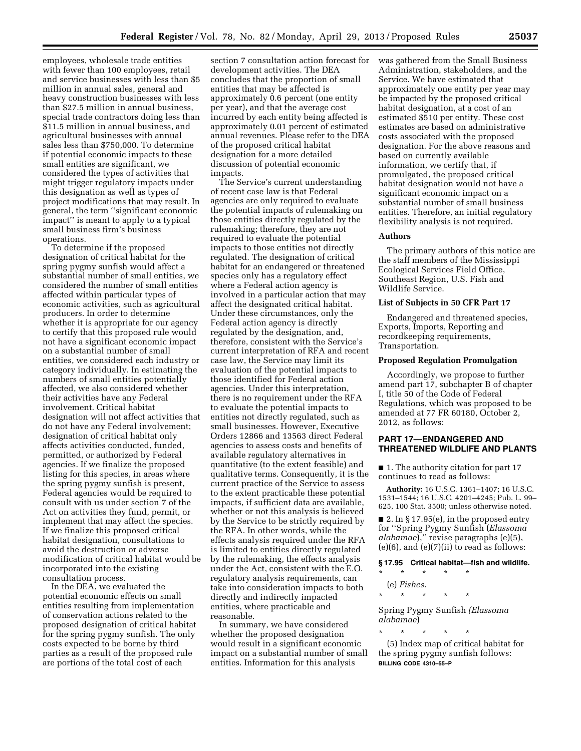employees, wholesale trade entities with fewer than 100 employees, retail and service businesses with less than $5 million in annual sales, general and heavy construction businesses with less than $27.5 million in annual business, special trade contractors doing less than $11.5 million in annual business, and agricultural businesses with annual sales less than $750,000. To determine if potential economic impacts to these small entities are significant, we considered the types of activities that might trigger regulatory impacts under this designation as well as types of project modifications that may result. In general, the term "significant economic impact" is meant to apply to a typical small business firm's business operations.

To determine if the proposed designation of critical habitat for the spring pygmy sunfish would affect a substantial number of small entities, we considered the number of small entities affected within particular types of economic activities, such as agricultural producers. In order to determine whether it is appropriate for our agency to certify that this proposed rule would not have a significant economic impact on a substantial number of small entities, we considered each industry or category individually. In estimating the numbers of small entities potentially affected, we also considered whether their activities have any Federal involvement. Critical habitat designation will not affect activities that do not have any Federal involvement; designation of critical habitat only affects activities conducted, funded, permitted, or authorized by Federal agencies. If we finalize the proposed listing for this species, in areas where the spring pygmy sunfish is present, Federal agencies would be required to consult with us under section 7 of the Act on activities they fund, permit, or implement that may affect the species. If we finalize this proposed critical habitat designation, consultations to avoid the destruction or adverse modification of critical habitat would be incorporated into the existing consultation process.

In the DEA, we evaluated the potential economic effects on small entities resulting from implementation of conservation actions related to the proposed designation of critical habitat for the spring pygmy sunfish. The only costs expected to be borne by third parties as a result of the proposed rule are portions of the total cost of each section 7 consultation action forecast for development activities. The DEA concludes that the proportion of small entities that may be affected is approximately 0.6 percent (one entity per year), and that the average cost incurred by each entity being affected is approximately 0.01 percent of estimated annual revenues. Please refer to the DEA of the proposed critical habitat designation for a more detailed discussion of potential economic impacts.

The Service's current understanding of recent case law is that Federal agencies are only required to evaluate the potential impacts of rulemaking on those entities directly regulated by the rulemaking; therefore, they are not required to evaluate the potential impacts to those entities not directly regulated. The designation of critical habitat for an endangered or threatened species only has a regulatory effect where a Federal action agency is involved in a particular action that may affect the designated critical habitat. Under these circumstances, only the Federal action agency is directly regulated by the designation, and, therefore, consistent with the Service's current interpretation of RFA and recent case law, the Service may limit its evaluation of the potential impacts to those identified for Federal action agencies. Under this interpretation, there is no requirement under the RFA to evaluate the potential impacts to entities not directly regulated, such as small businesses. However, Executive Orders 12866 and 13563 direct Federal agencies to assess costs and benefits of available regulatory alternatives in quantitative (to the extent feasible) and qualitative terms. Consequently, it is the current practice of the Service to assess to the extent practicable these potential impacts, if sufficient data are available, whether or not this analysis is believed by the Service to be strictly required by the RFA. In other words, while the effects analysis required under the RFA is limited to entities directly regulated by the rulemaking, the effects analysis under the Act, consistent with the E.O. regulatory analysis requirements, can take into consideration impacts to both directly and indirectly impacted entities, where practicable and reasonable.

In summary, we have considered whether the proposed designation would result in a significant economic impact on a substantial number of small entities. Information for this analysis was gathered from the Small Business Administration, stakeholders, and the Service. We have estimated that approximately one entity per year may be impacted by the proposed critical habitat designation, at a cost of an estimated $510 per entity. These cost estimates are based on administrative costs associated with the proposed designation. For the above reasons and based on currently available information, we certify that, if promulgated, the proposed critical habitat designation would not have a significant economic impact on a substantial number of small business entities. Therefore, an initial regulatory flexibility analysis is not required.

## Authors

The primary authors of this notice are the staff members of the Mississippi Ecological Services Field Office, Southeast Region, U.S. Fish and Wildlife Service.

## List of Subjects in 50 CFR Part 17

Endangered and threatened species, Exports, Imports, Reporting and recordkeeping requirements, Transportation.

## Proposed Regulation Promulgation

Accordingly, we propose to further amend part 17, subchapter B of chapter I, title 50 of the Code of Federal Regulations, which was proposed to be amended at 77 FR 60180, October 2, 2012, as follows:

## PART 17—ENDANGERED AND THREATENED WILDLIFE AND PLANTS

■ 1. The authority citation for part 17 continues to read as follows:

**Authority:** 16 U.S.C. 1361–1407; 16 U.S.C. 1531–1544; 16 U.S.C. 4201–4245; Pub. L. 99–625, 100 Stat. 3500; unless otherwise noted.

■ 2. In § 17.95(e), in the proposed entry for "Spring Pygmy Sunfish (*Elassoma alabamae*)," revise paragraphs (e)(5), (e)(6), and (e)(7)(ii) to read as follows:

**§ 17.95 Critical habitat—fish and wildlife.**

\* \* \* \* \*

(e) *Fishes.*

\* \* \* \* \*

Spring Pygmy Sunfish *(Elassoma alabamae)*

\* \* \* \* \*

(5) Index map of critical habitat for the spring pygmy sunfish follows:

**BILLING CODE 4310–55–P**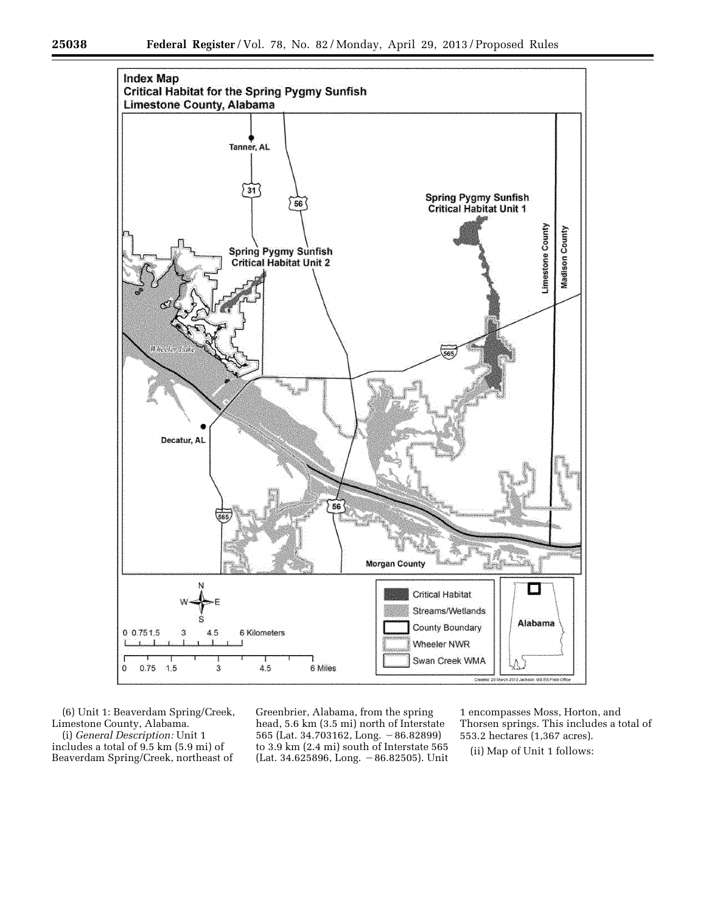Index Map
Critical Habitat for the Spring Pygmy Sunfish
Limestone County, Alabama

(6) Unit 1: Beaverdam Spring/Creek, Limestone County, Alabama.

(i) *General Description:* Unit 1 includes a total of 9.5 km (5.9 mi) of Beaverdam Spring/Creek, northeast of Greenbrier, Alabama, from the spring head, 5.6 km (3.5 mi) north of Interstate 565 (Lat. 34.703162, Long. −86.82899) to 3.9 km (2.4 mi) south of Interstate 565 (Lat. 34.625896, Long. −86.82505). Unit 1 encompasses Moss, Horton, and Thorsen springs. This includes a total of 553.2 hectares (1,367 acres).

(ii) Map of Unit 1 follows: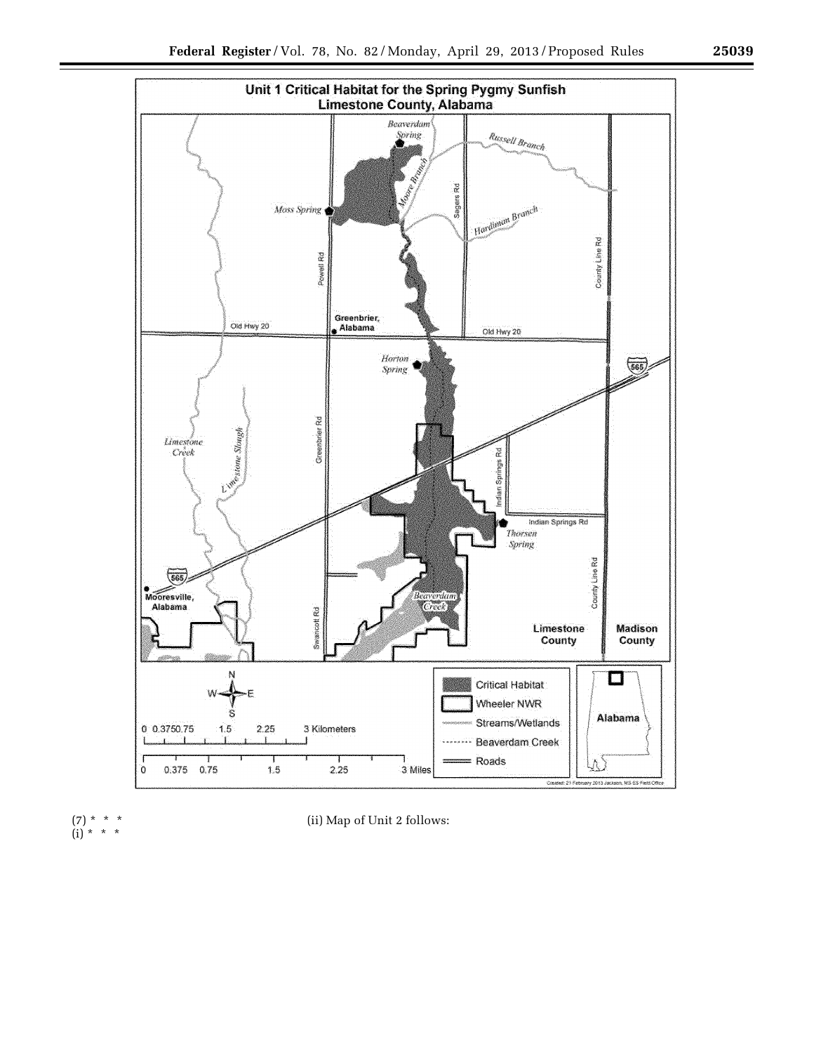Unit 1 Critical Habitat for the Spring Pygmy Sunfish
Limestone County, Alabama

(7) * * *

(i) * * *

(ii) Map of Unit 2 follows: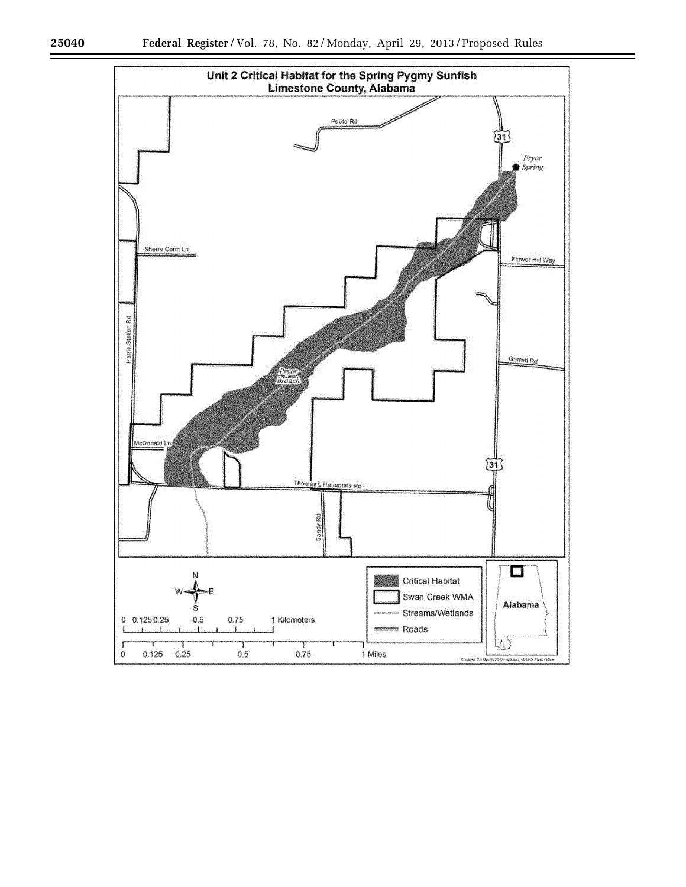**Unit 2 Critical Habitat for the Spring Pygmy Sunfish**
**Limestone County, Alabama**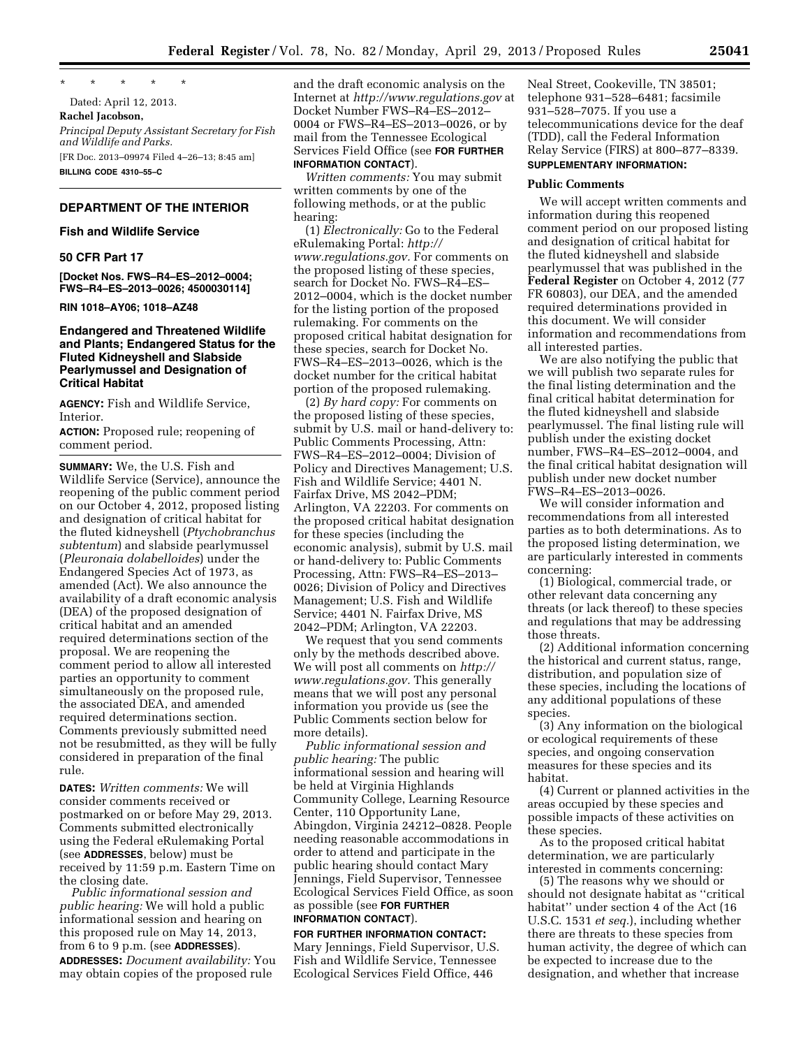\* \* \* \* \*

Dated: April 12, 2013.

**Rachel Jacobson,**

*Principal Deputy Assistant Secretary for Fish and Wildlife and Parks.*

[FR Doc. 2013–09974 Filed 4–26–13; 8:45 am]

**BILLING CODE 4310–55–C**

---

## DEPARTMENT OF THE INTERIOR

### Fish and Wildlife Service

### 50 CFR Part 17

**[Docket Nos. FWS–R4–ES–2012–0004; FWS–R4–ES–2013–0026; 4500030114]**

**RIN 1018–AY06; 1018–AZ48**

### Endangered and Threatened Wildlife and Plants; Endangered Status for the Fluted Kidneyshell and Slabside Pearlymussel and Designation of Critical Habitat

**AGENCY:** Fish and Wildlife Service, Interior.

**ACTION:** Proposed rule; reopening of comment period.

**SUMMARY:** We, the U.S. Fish and Wildlife Service (Service), announce the reopening of the public comment period on our October 4, 2012, proposed listing and designation of critical habitat for the fluted kidneyshell (*Ptychobranchus subtentum*) and slabside pearlymussel (*Pleuronaia dolabelloides*) under the Endangered Species Act of 1973, as amended (Act). We also announce the availability of a draft economic analysis (DEA) of the proposed designation of critical habitat and an amended required determinations section of the proposal. We are reopening the comment period to allow all interested parties an opportunity to comment simultaneously on the proposed rule, the associated DEA, and amended required determinations section. Comments previously submitted need not be resubmitted, as they will be fully considered in preparation of the final rule.

**DATES:** *Written comments:* We will consider comments received or postmarked on or before May 29, 2013. Comments submitted electronically using the Federal eRulemaking Portal (see **ADDRESSES**, below) must be received by 11:59 p.m. Eastern Time on the closing date.

*Public informational session and public hearing:* We will hold a public informational session and hearing on this proposed rule on May 14, 2013, from 6 to 9 p.m. (see **ADDRESSES**).

**ADDRESSES:** *Document availability:* You may obtain copies of the proposed rule and the draft economic analysis on the Internet at *http://www.regulations.gov* at Docket Number FWS–R4–ES–2012–0004 or FWS–R4–ES–2013–0026, or by mail from the Tennessee Ecological Services Field Office (see **FOR FURTHER INFORMATION CONTACT**).

*Written comments:* You may submit written comments by one of the following methods, or at the public hearing:

(1) *Electronically:* Go to the Federal eRulemaking Portal: *http://www.regulations.gov.* For comments on the proposed listing of these species, search for Docket No. FWS–R4–ES–2012–0004, which is the docket number for the listing portion of the proposed rulemaking. For comments on the proposed critical habitat designation for these species, search for Docket No. FWS–R4–ES–2013–0026, which is the docket number for the critical habitat portion of the proposed rulemaking.

(2) *By hard copy:* For comments on the proposed listing of these species, submit by U.S. mail or hand-delivery to: Public Comments Processing, Attn: FWS–R4–ES–2012–0004; Division of Policy and Directives Management; U.S. Fish and Wildlife Service; 4401 N. Fairfax Drive, MS 2042–PDM; Arlington, VA 22203. For comments on the proposed critical habitat designation for these species (including the economic analysis), submit by U.S. mail or hand-delivery to: Public Comments Processing, Attn: FWS–R4–ES–2013–0026; Division of Policy and Directives Management; U.S. Fish and Wildlife Service; 4401 N. Fairfax Drive, MS 2042–PDM; Arlington, VA 22203.

We request that you send comments only by the methods described above. We will post all comments on *http://www.regulations.gov.* This generally means that we will post any personal information you provide us (see the Public Comments section below for more details).

*Public informational session and public hearing:* The public informational session and hearing will be held at Virginia Highlands Community College, Learning Resource Center, 110 Opportunity Lane, Abingdon, Virginia 24212–0828. People needing reasonable accommodations in order to attend and participate in the public hearing should contact Mary Jennings, Field Supervisor, Tennessee Ecological Services Field Office, as soon as possible (see **FOR FURTHER INFORMATION CONTACT**).

**FOR FURTHER INFORMATION CONTACT:** Mary Jennings, Field Supervisor, U.S. Fish and Wildlife Service, Tennessee Ecological Services Field Office, 446 Neal Street, Cookeville, TN 38501; telephone 931–528–6481; facsimile 931–528–7075. If you use a telecommunications device for the deaf (TDD), call the Federal Information Relay Service (FIRS) at 800–877–8339.

**SUPPLEMENTARY INFORMATION:**

#### Public Comments

We will accept written comments and information during this reopened comment period on our proposed listing and designation of critical habitat for the fluted kidneyshell and slabside pearlymussel that was published in the **Federal Register** on October 4, 2012 (77 FR 60803), our DEA, and the amended required determinations provided in this document. We will consider information and recommendations from all interested parties.

We are also notifying the public that we will publish two separate rules for the final listing determination and the final critical habitat determination for the fluted kidneyshell and slabside pearlymussel. The final listing rule will publish under the existing docket number, FWS–R4–ES–2012–0004, and the final critical habitat designation will publish under new docket number FWS–R4–ES–2013–0026.

We will consider information and recommendations from all interested parties as to both determinations. As to the proposed listing determination, we are particularly interested in comments concerning:

(1) Biological, commercial trade, or other relevant data concerning any threats (or lack thereof) to these species and regulations that may be addressing those threats.

(2) Additional information concerning the historical and current status, range, distribution, and population size of these species, including the locations of any additional populations of these species.

(3) Any information on the biological or ecological requirements of these species, and ongoing conservation measures for these species and its habitat.

(4) Current or planned activities in the areas occupied by these species and possible impacts of these activities on these species.

As to the proposed critical habitat determination, we are particularly interested in comments concerning:

(5) The reasons why we should or should not designate habitat as ''critical habitat'' under section 4 of the Act (16 U.S.C. 1531 *et seq.*), including whether there are threats to these species from human activity, the degree of which can be expected to increase due to the designation, and whether that increase